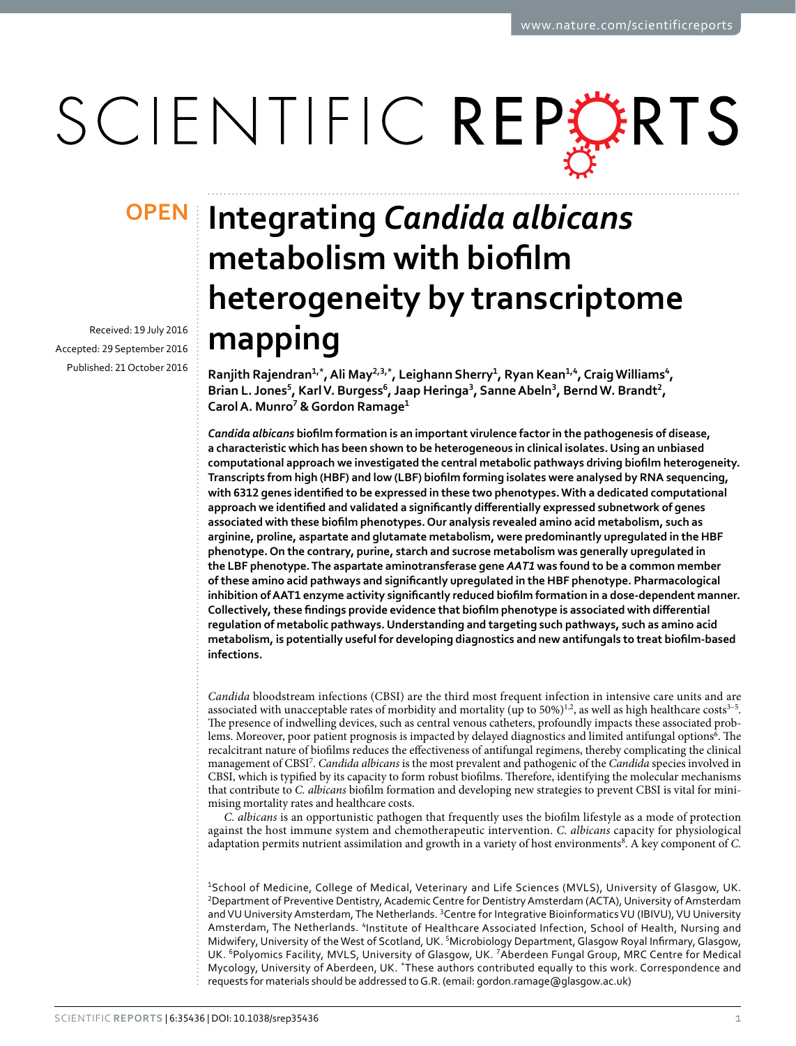OPEN

# Integrating *Candida albicans* metabolism with biofilm heterogeneity by transcriptome mapping

Received: 19 July 2016
Accepted: 29 September 2016
Published: 21 October 2016

**Ranjith Rajendran[1,*], Ali May[2,3,*], Leighann Sherry[1], Ryan Kean[1,4], Craig Williams[4], Brian L. Jones[5], Karl V. Burgess[6], Jaap Heringa[3], Sanne Abeln[3], Bernd W. Brandt[2], Carol A. Munro[7] & Gordon Ramage[1]**

***Candida albicans* biofilm formation is an important virulence factor in the pathogenesis of disease, a characteristic which has been shown to be heterogeneous in clinical isolates. Using an unbiased computational approach we investigated the central metabolic pathways driving biofilm heterogeneity. Transcripts from high (HBF) and low (LBF) biofilm forming isolates were analysed by RNA sequencing, with 6312 genes identified to be expressed in these two phenotypes. With a dedicated computational approach we identified and validated a significantly differentially expressed subnetwork of genes associated with these biofilm phenotypes. Our analysis revealed amino acid metabolism, such as arginine, proline, aspartate and glutamate metabolism, were predominantly upregulated in the HBF phenotype. On the contrary, purine, starch and sucrose metabolism was generally upregulated in the LBF phenotype. The aspartate aminotransferase gene *AAT1* was found to be a common member of these amino acid pathways and significantly upregulated in the HBF phenotype. Pharmacological inhibition of AAT1 enzyme activity significantly reduced biofilm formation in a dose-dependent manner. Collectively, these findings provide evidence that biofilm phenotype is associated with differential regulation of metabolic pathways. Understanding and targeting such pathways, such as amino acid metabolism, is potentially useful for developing diagnostics and new antifungals to treat biofilm-based infections.**

*Candida* bloodstream infections (CBSI) are the third most frequent infection in intensive care units and are associated with unacceptable rates of morbidity and mortality (up to 50%)[1,2], as well as high healthcare costs[3–5]. The presence of indwelling devices, such as central venous catheters, profoundly impacts these associated problems. Moreover, poor patient prognosis is impacted by delayed diagnostics and limited antifungal options[6]. The recalcitrant nature of biofilms reduces the effectiveness of antifungal regimens, thereby complicating the clinical management of CBSI[7]. *Candida albicans* is the most prevalent and pathogenic of the *Candida* species involved in CBSI, which is typified by its capacity to form robust biofilms. Therefore, identifying the molecular mechanisms that contribute to *C. albicans* biofilm formation and developing new strategies to prevent CBSI is vital for minimising mortality rates and healthcare costs.

*C. albicans* is an opportunistic pathogen that frequently uses the biofilm lifestyle as a mode of protection against the host immune system and chemotherapeutic intervention. *C. albicans* capacity for physiological adaptation permits nutrient assimilation and growth in a variety of host environments[8]. A key component of *C.*

[1]School of Medicine, College of Medical, Veterinary and Life Sciences (MVLS), University of Glasgow, UK. [2]Department of Preventive Dentistry, Academic Centre for Dentistry Amsterdam (ACTA), University of Amsterdam and VU University Amsterdam, The Netherlands. [3]Centre for Integrative Bioinformatics VU (IBIVU), VU University Amsterdam, The Netherlands. [4]Institute of Healthcare Associated Infection, School of Health, Nursing and Midwifery, University of the West of Scotland, UK. [5]Microbiology Department, Glasgow Royal Infirmary, Glasgow, UK. [6]Polyomics Facility, MVLS, University of Glasgow, UK. [7]Aberdeen Fungal Group, MRC Centre for Medical Mycology, University of Aberdeen, UK. *These authors contributed equally to this work. Correspondence and requests for materials should be addressed to G.R. (email: gordon.ramage@glasgow.ac.uk)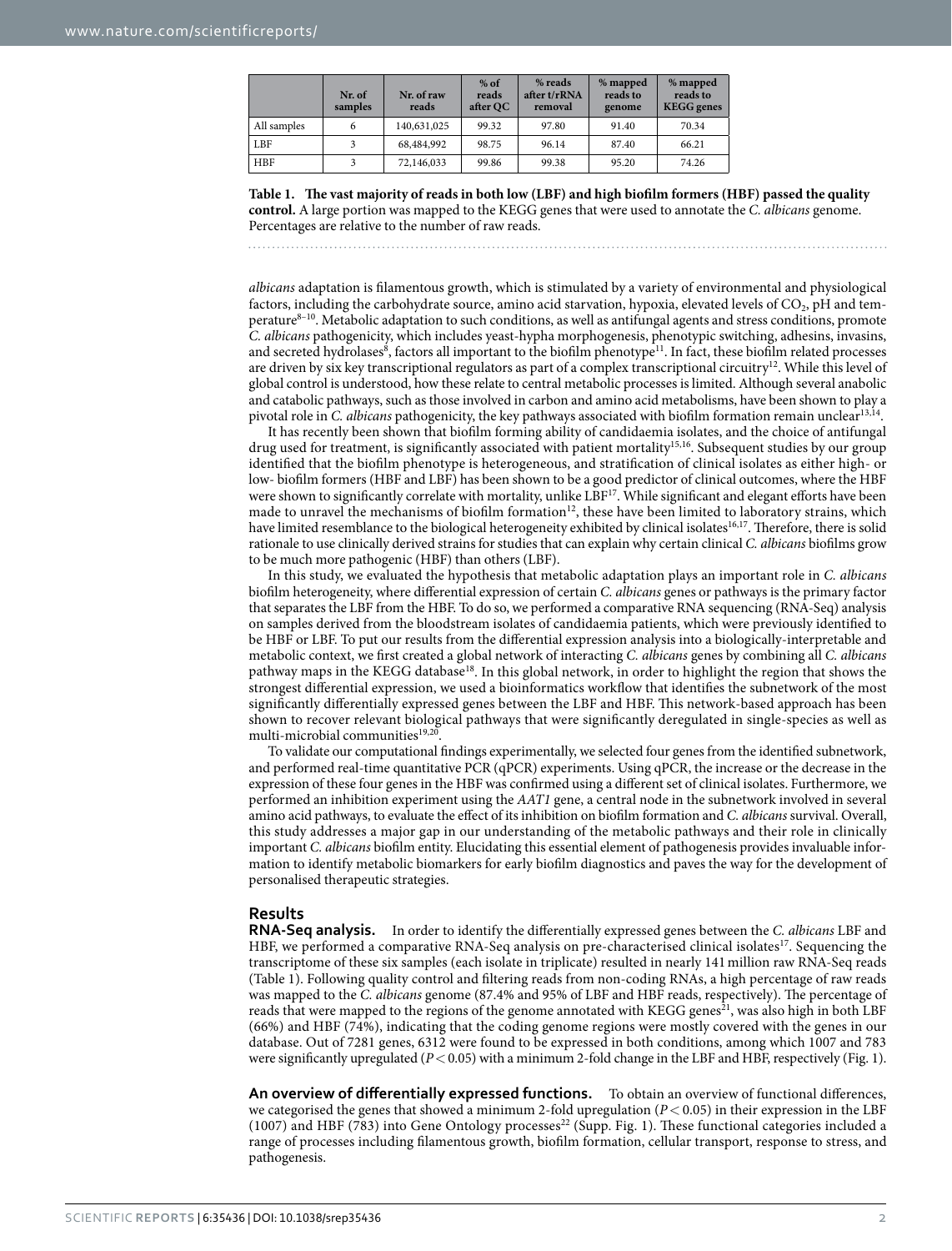| | Nr. of samples | Nr. of raw reads | % of reads after QC | % reads after t/rRNA removal | % mapped reads to genome | % mapped reads to KEGG genes |
|---|---|---|---|---|---|---|
| All samples | 6 | 140,631,025 | 99.32 | 97.80 | 91.40 | 70.34 |
| LBF | 3 | 68,484,992 | 98.75 | 96.14 | 87.40 | 66.21 |
| HBF | 3 | 72,146,033 | 99.86 | 99.38 | 95.20 | 74.26 |

**Table 1. The vast majority of reads in both low (LBF) and high biofilm formers (HBF) passed the quality control.** A large portion was mapped to the KEGG genes that were used to annotate the *C. albicans* genome. Percentages are relative to the number of raw reads.

*albicans* adaptation is filamentous growth, which is stimulated by a variety of environmental and physiological factors, including the carbohydrate source, amino acid starvation, hypoxia, elevated levels of $CO_2$, pH and temperature[8–10]. Metabolic adaptation to such conditions, as well as antifungal agents and stress conditions, promote *C. albicans* pathogenicity, which includes yeast-hypha morphogenesis, phenotypic switching, adhesins, invasins, and secreted hydrolases[8], factors all important to the biofilm phenotype[11]. In fact, these biofilm related processes are driven by six key transcriptional regulators as part of a complex transcriptional circuitry[12]. While this level of global control is understood, how these relate to central metabolic processes is limited. Although several anabolic and catabolic pathways, such as those involved in carbon and amino acid metabolisms, have been shown to play a pivotal role in *C. albicans* pathogenicity, the key pathways associated with biofilm formation remain unclear[13,14].

It has recently been shown that biofilm forming ability of candidaemia isolates, and the choice of antifungal drug used for treatment, is significantly associated with patient mortality[15,16]. Subsequent studies by our group identified that the biofilm phenotype is heterogeneous, and stratification of clinical isolates as either high- or low- biofilm formers (HBF and LBF) has been shown to be a good predictor of clinical outcomes, where the HBF were shown to significantly correlate with mortality, unlike LBF[17]. While significant and elegant efforts have been made to unravel the mechanisms of biofilm formation[12], these have been limited to laboratory strains, which have limited resemblance to the biological heterogeneity exhibited by clinical isolates[16,17]. Therefore, there is solid rationale to use clinically derived strains for studies that can explain why certain clinical *C. albicans* biofilms grow to be much more pathogenic (HBF) than others (LBF).

In this study, we evaluated the hypothesis that metabolic adaptation plays an important role in *C. albicans* biofilm heterogeneity, where differential expression of certain *C. albicans* genes or pathways is the primary factor that separates the LBF from the HBF. To do so, we performed a comparative RNA sequencing (RNA-Seq) analysis on samples derived from the bloodstream isolates of candidaemia patients, which were previously identified to be HBF or LBF. To put our results from the differential expression analysis into a biologically-interpretable and metabolic context, we first created a global network of interacting *C. albicans* genes by combining all *C. albicans* pathway maps in the KEGG database[18]. In this global network, in order to highlight the region that shows the strongest differential expression, we used a bioinformatics workflow that identifies the subnetwork of the most significantly differentially expressed genes between the LBF and HBF. This network-based approach has been shown to recover relevant biological pathways that were significantly deregulated in single-species as well as multi-microbial communities[19,20].

To validate our computational findings experimentally, we selected four genes from the identified subnetwork, and performed real-time quantitative PCR (qPCR) experiments. Using qPCR, the increase or the decrease in the expression of these four genes in the HBF was confirmed using a different set of clinical isolates. Furthermore, we performed an inhibition experiment using the *AAT1* gene, a central node in the subnetwork involved in several amino acid pathways, to evaluate the effect of its inhibition on biofilm formation and *C. albicans* survival. Overall, this study addresses a major gap in our understanding of the metabolic pathways and their role in clinically important *C. albicans* biofilm entity. Elucidating this essential element of pathogenesis provides invaluable information to identify metabolic biomarkers for early biofilm diagnostics and paves the way for the development of personalised therapeutic strategies.

## Results

**RNA-Seq analysis.** In order to identify the differentially expressed genes between the *C. albicans* LBF and HBF, we performed a comparative RNA-Seq analysis on pre-characterised clinical isolates[17]. Sequencing the transcriptome of these six samples (each isolate in triplicate) resulted in nearly 141 million raw RNA-Seq reads (Table 1). Following quality control and filtering reads from non-coding RNAs, a high percentage of raw reads was mapped to the *C. albicans* genome (87.4% and 95% of LBF and HBF reads, respectively). The percentage of reads that were mapped to the regions of the genome annotated with KEGG genes[21], was also high in both LBF (66%) and HBF (74%), indicating that the coding genome regions were mostly covered with the genes in our database. Out of 7281 genes, 6312 were found to be expressed in both conditions, among which 1007 and 783 were significantly upregulated ($P < 0.05$) with a minimum 2-fold change in the LBF and HBF, respectively (Fig. 1).

**An overview of differentially expressed functions.** To obtain an overview of functional differences, we categorised the genes that showed a minimum 2-fold upregulation ($P < 0.05$) in their expression in the LBF (1007) and HBF (783) into Gene Ontology processes[22] (Supp. Fig. 1). These functional categories included a range of processes including filamentous growth, biofilm formation, cellular transport, response to stress, and pathogenesis.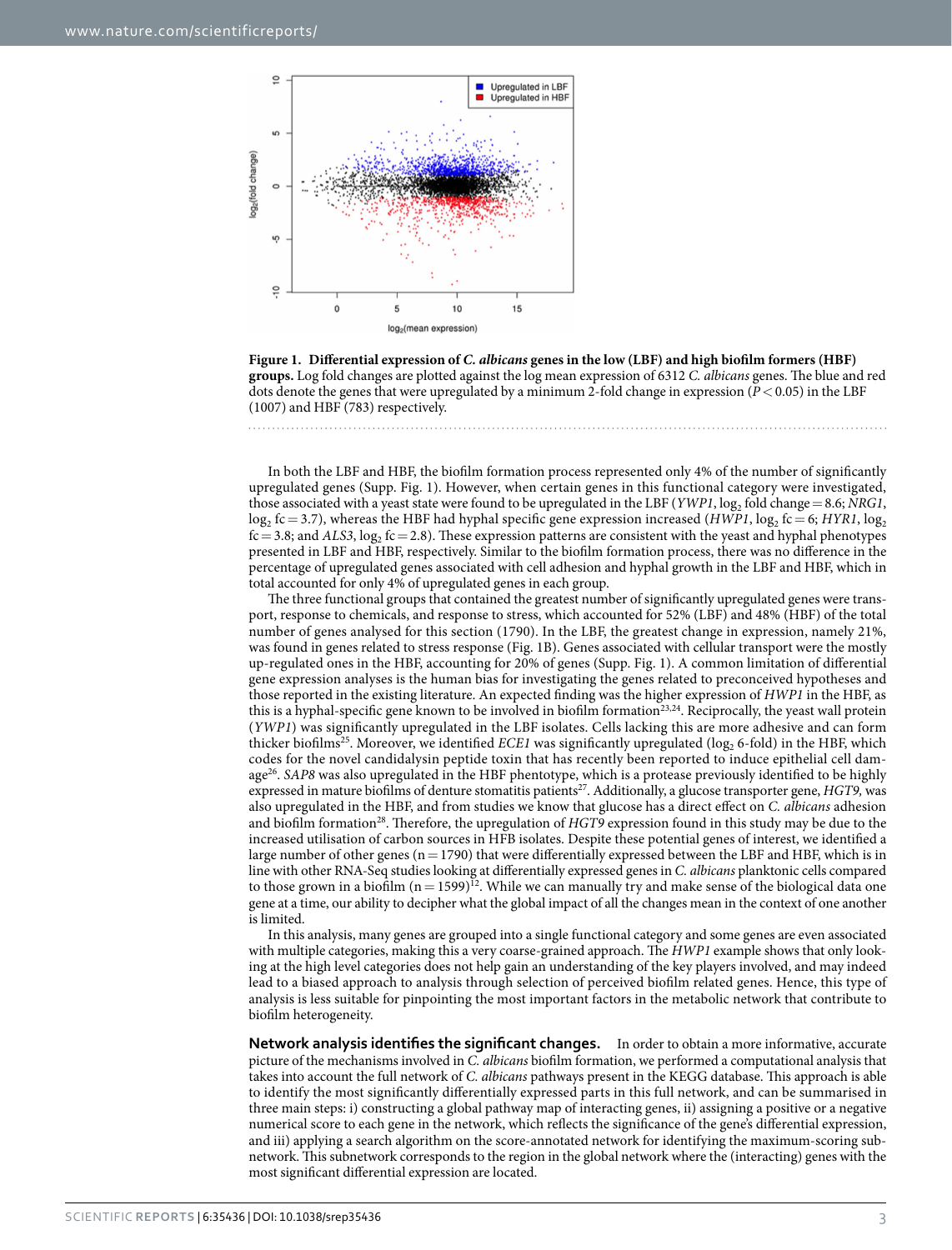**Figure 1. Differential expression of *C. albicans* genes in the low (LBF) and high biofilm formers (HBF) groups.** Log fold changes are plotted against the log mean expression of 6312 *C. albicans* genes. The blue and red dots denote the genes that were upregulated by a minimum 2-fold change in expression ($P < 0.05$) in the LBF (1007) and HBF (783) respectively.

In both the LBF and HBF, the biofilm formation process represented only 4% of the number of significantly upregulated genes (Supp. Fig. 1). However, when certain genes in this functional category were investigated, those associated with a yeast state were found to be upregulated in the LBF (*YWP1*, $\log_2$ fold change = 8.6; *NRG1*, $\log_2$ fc = 3.7), whereas the HBF had hyphal specific gene expression increased (*HWP1*, $\log_2$ fc = 6; *HYR1*, $\log_2$ fc = 3.8; and *ALS3*, $\log_2$ fc = 2.8). These expression patterns are consistent with the yeast and hyphal phenotypes presented in LBF and HBF, respectively. Similar to the biofilm formation process, there was no difference in the percentage of upregulated genes associated with cell adhesion and hyphal growth in the LBF and HBF, which in total accounted for only 4% of upregulated genes in each group.

The three functional groups that contained the greatest number of significantly upregulated genes were transport, response to chemicals, and response to stress, which accounted for 52% (LBF) and 48% (HBF) of the total number of genes analysed for this section (1790). In the LBF, the greatest change in expression, namely 21%, was found in genes related to stress response (Fig. 1B). Genes associated with cellular transport were the mostly up-regulated ones in the HBF, accounting for 20% of genes (Supp. Fig. 1). A common limitation of differential gene expression analyses is the human bias for investigating the genes related to preconceived hypotheses and those reported in the existing literature. An expected finding was the higher expression of *HWP1* in the HBF, as this is a hyphal-specific gene known to be involved in biofilm formation[23,24]. Reciprocally, the yeast wall protein (*YWP1*) was significantly upregulated in the LBF isolates. Cells lacking this are more adhesive and can form thicker biofilms[25]. Moreover, we identified *ECE1* was significantly upregulated ($\log_2$ 6-fold) in the HBF, which codes for the novel candidalysin peptide toxin that has recently been reported to induce epithelial cell damage[26]. *SAP8* was also upregulated in the HBF phentoype, which is a protease previously identified to be highly expressed in mature biofilms of denture stomatitis patients[27]. Additionally, a glucose transporter gene, *HGT9*, was also upregulated in the HBF, and from studies we know that glucose has a direct effect on *C. albicans* adhesion and biofilm formation[28]. Therefore, the upregulation of *HGT9* expression found in this study may be due to the increased utilisation of carbon sources in HFB isolates. Despite these potential genes of interest, we identified a large number of other genes (n = 1790) that were differentially expressed between the LBF and HBF, which is in line with other RNA-Seq studies looking at differentially expressed genes in *C. albicans* planktonic cells compared to those grown in a biofilm (n = 1599)[12]. While we can manually try and make sense of the biological data one gene at a time, our ability to decipher what the global impact of all the changes mean in the context of one another is limited.

In this analysis, many genes are grouped into a single functional category and some genes are even associated with multiple categories, making this a very coarse-grained approach. The *HWP1* example shows that only looking at the high level categories does not help gain an understanding of the key players involved, and may indeed lead to a biased approach to analysis through selection of perceived biofilm related genes. Hence, this type of analysis is less suitable for pinpointing the most important factors in the metabolic network that contribute to biofilm heterogeneity.

**Network analysis identifies the significant changes.** In order to obtain a more informative, accurate picture of the mechanisms involved in *C. albicans* biofilm formation, we performed a computational analysis that takes into account the full network of *C. albicans* pathways present in the KEGG database. This approach is able to identify the most significantly differentially expressed parts in this full network, and can be summarised in three main steps: i) constructing a global pathway map of interacting genes, ii) assigning a positive or a negative numerical score to each gene in the network, which reflects the significance of the gene's differential expression, and iii) applying a search algorithm on the score-annotated network for identifying the maximum-scoring subnetwork. This subnetwork corresponds to the region in the global network where the (interacting) genes with the most significant differential expression are located.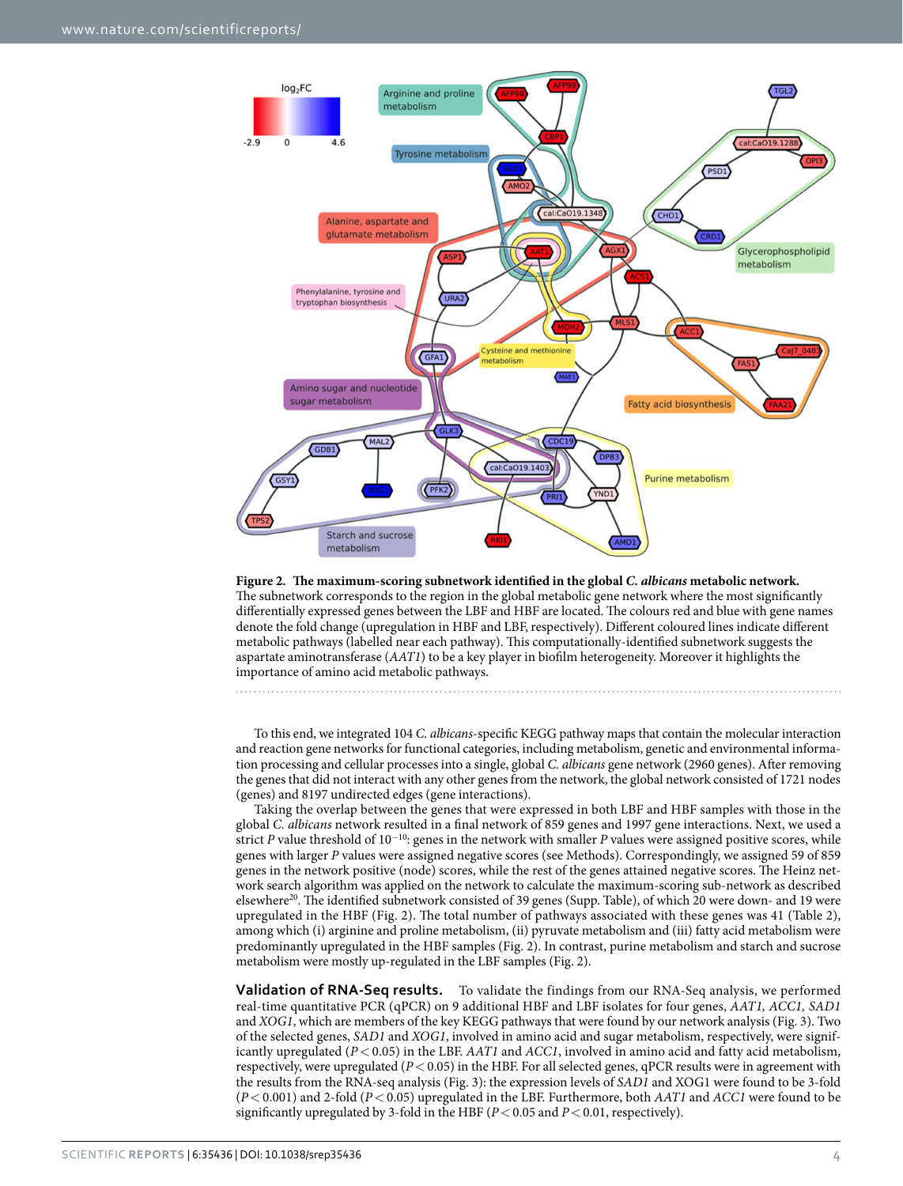**Figure 2. The maximum-scoring subnetwork identified in the global *C. albicans* metabolic network.** The subnetwork corresponds to the region in the global metabolic gene network where the most significantly differentially expressed genes between the LBF and HBF are located. The colours red and blue with gene names denote the fold change (upregulation in HBF and LBF, respectively). Different coloured lines indicate different metabolic pathways (labelled near each pathway). This computationally-identified subnetwork suggests the aspartate aminotransferase (*AAT1*) to be a key player in biofilm heterogeneity. Moreover it highlights the importance of amino acid metabolic pathways.

To this end, we integrated 104 *C. albicans*-specific KEGG pathway maps that contain the molecular interaction and reaction gene networks for functional categories, including metabolism, genetic and environmental information processing and cellular processes into a single, global *C. albicans* gene network (2960 genes). After removing the genes that did not interact with any other genes from the network, the global network consisted of 1721 nodes (genes) and 8197 undirected edges (gene interactions).

Taking the overlap between the genes that were expressed in both LBF and HBF samples with those in the global *C. albicans* network resulted in a final network of 859 genes and 1997 gene interactions. Next, we used a strict *P* value threshold of $10^{-10}$: genes in the network with smaller *P* values were assigned positive scores, while genes with larger *P* values were assigned negative scores (see Methods). Correspondingly, we assigned 59 of 859 genes in the network positive (node) scores, while the rest of the genes attained negative scores. The Heinz network search algorithm was applied on the network to calculate the maximum-scoring sub-network as described elsewhere[20]. The identified subnetwork consisted of 39 genes (Supp. Table), of which 20 were down- and 19 were upregulated in the HBF (Fig. 2). The total number of pathways associated with these genes was 41 (Table 2), among which (i) arginine and proline metabolism, (ii) pyruvate metabolism and (iii) fatty acid metabolism were predominantly upregulated in the HBF samples (Fig. 2). In contrast, purine metabolism and starch and sucrose metabolism were mostly up-regulated in the LBF samples (Fig. 2).

**Validation of RNA-Seq results.** To validate the findings from our RNA-Seq analysis, we performed real-time quantitative PCR (qPCR) on 9 additional HBF and LBF isolates for four genes, *AAT1, ACC1, SAD1* and *XOG1*, which are members of the key KEGG pathways that were found by our network analysis (Fig. 3). Two of the selected genes, *SAD1* and *XOG1*, involved in amino acid and sugar metabolism, respectively, were significantly upregulated ($P < 0.05$) in the LBF. *AAT1* and *ACC1*, involved in amino acid and fatty acid metabolism, respectively, were upregulated ($P < 0.05$) in the HBF. For all selected genes, qPCR results were in agreement with the results from the RNA-seq analysis (Fig. 3): the expression levels of *SAD1* and XOG1 were found to be 3-fold ($P < 0.001$) and 2-fold ($P < 0.05$) upregulated in the LBF. Furthermore, both *AAT1* and *ACC1* were found to be significantly upregulated by 3-fold in the HBF ($P < 0.05$ and $P < 0.01$, respectively).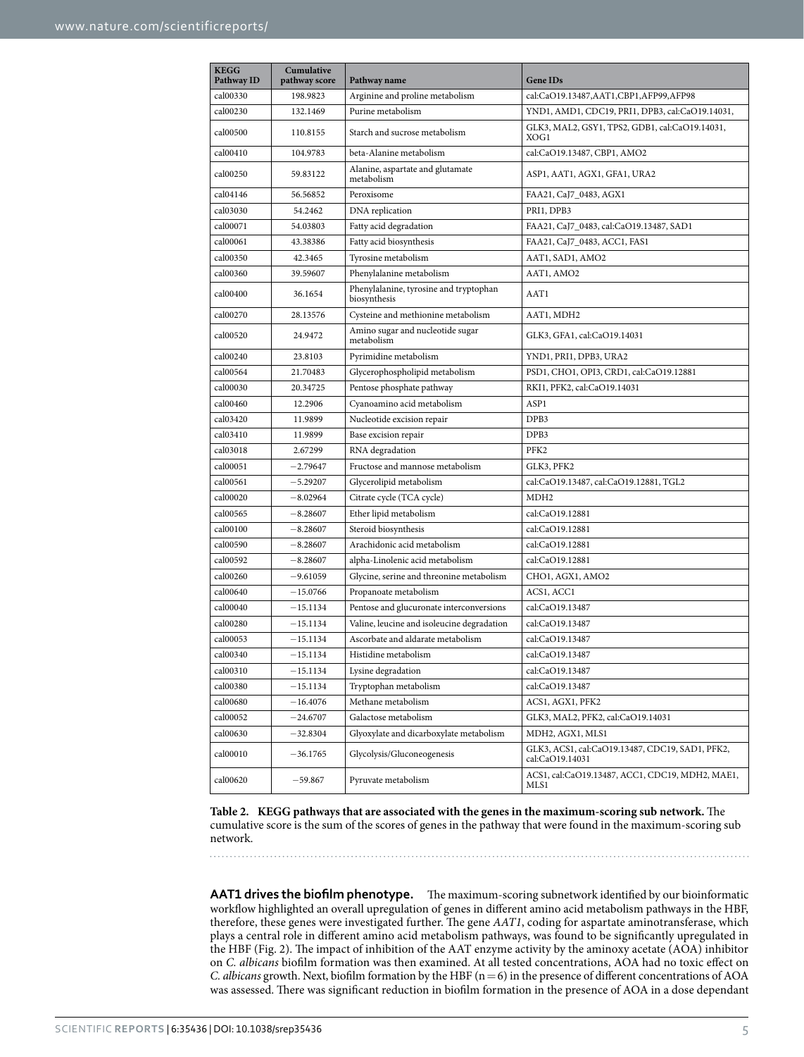| KEGG Pathway ID | Cumulative pathway score | Pathway name | Gene IDs |
|---|---|---|---|
| cal00330 | 198.9823 | Arginine and proline metabolism | cal:CaO19.13487,AAT1,CBP1,AFP99,AFP98 |
| cal00230 | 132.1469 | Purine metabolism | YND1, AMD1, CDC19, PRI1, DPB3, cal:CaO19.14031, |
| cal00500 | 110.8155 | Starch and sucrose metabolism | GLK3, MAL2, GSY1, TPS2, GDB1, cal:CaO19.14031, XOG1 |
| cal00410 | 104.9783 | beta-Alanine metabolism | cal:CaO19.13487, CBP1, AMO2 |
| cal00250 | 59.83122 | Alanine, aspartate and glutamate metabolism | ASP1, AAT1, AGX1, GFA1, URA2 |
| cal04146 | 56.56852 | Peroxisome | FAA21, CaJ7_0483, AGX1 |
| cal03030 | 54.2462 | DNA replication | PRI1, DPB3 |
| cal00071 | 54.03803 | Fatty acid degradation | FAA21, CaJ7_0483, cal:CaO19.13487, SAD1 |
| cal00061 | 43.38386 | Fatty acid biosynthesis | FAA21, CaJ7_0483, ACC1, FAS1 |
| cal00350 | 42.3465 | Tyrosine metabolism | AAT1, SAD1, AMO2 |
| cal00360 | 39.59607 | Phenylalanine metabolism | AAT1, AMO2 |
| cal00400 | 36.1654 | Phenylalanine, tyrosine and tryptophan biosynthesis | AAT1 |
| cal00270 | 28.13576 | Cysteine and methionine metabolism | AAT1, MDH2 |
| cal00520 | 24.9472 | Amino sugar and nucleotide sugar metabolism | GLK3, GFA1, cal:CaO19.14031 |
| cal00240 | 23.8103 | Pyrimidine metabolism | YND1, PRI1, DPB3, URA2 |
| cal00564 | 21.70483 | Glycerophospholipid metabolism | PSD1, CHO1, OPI3, CRD1, cal:CaO19.12881 |
| cal00030 | 20.34725 | Pentose phosphate pathway | RKI1, PFK2, cal:CaO19.14031 |
| cal00460 | 12.2906 | Cyanoamino acid metabolism | ASP1 |
| cal03420 | 11.9899 | Nucleotide excision repair | DPB3 |
| cal03410 | 11.9899 | Base excision repair | DPB3 |
| cal03018 | 2.67299 | RNA degradation | PFK2 |
| cal00051 | −2.79647 | Fructose and mannose metabolism | GLK3, PFK2 |
| cal00561 | −5.29207 | Glycerolipid metabolism | cal:CaO19.13487, cal:CaO19.12881, TGL2 |
| cal00020 | −8.02964 | Citrate cycle (TCA cycle) | MDH2 |
| cal00565 | −8.28607 | Ether lipid metabolism | cal:CaO19.12881 |
| cal00100 | −8.28607 | Steroid biosynthesis | cal:CaO19.12881 |
| cal00590 | −8.28607 | Arachidonic acid metabolism | cal:CaO19.12881 |
| cal00592 | −8.28607 | alpha-Linolenic acid metabolism | cal:CaO19.12881 |
| cal00260 | −9.61059 | Glycine, serine and threonine metabolism | CHO1, AGX1, AMO2 |
| cal00640 | −15.0766 | Propanoate metabolism | ACS1, ACC1 |
| cal00040 | −15.1134 | Pentose and glucuronate interconversions | cal:CaO19.13487 |
| cal00280 | −15.1134 | Valine, leucine and isoleucine degradation | cal:CaO19.13487 |
| cal00053 | −15.1134 | Ascorbate and aldarate metabolism | cal:CaO19.13487 |
| cal00340 | −15.1134 | Histidine metabolism | cal:CaO19.13487 |
| cal00310 | −15.1134 | Lysine degradation | cal:CaO19.13487 |
| cal00380 | −15.1134 | Tryptophan metabolism | cal:CaO19.13487 |
| cal00680 | −16.4076 | Methane metabolism | ACS1, AGX1, PFK2 |
| cal00052 | −24.6707 | Galactose metabolism | GLK3, MAL2, PFK2, cal:CaO19.14031 |
| cal00630 | −32.8304 | Glyoxylate and dicarboxylate metabolism | MDH2, AGX1, MLS1 |
| cal00010 | −36.1765 | Glycolysis/Gluconeogenesis | GLK3, ACS1, cal:CaO19.13487, CDC19, SAD1, PFK2, cal:CaO19.14031 |
| cal00620 | −59.867 | Pyruvate metabolism | ACS1, cal:CaO19.13487, ACC1, CDC19, MDH2, MAE1, MLS1 |

**Table 2. KEGG pathways that are associated with the genes in the maximum-scoring sub network.** The cumulative score is the sum of the scores of genes in the pathway that were found in the maximum-scoring sub network.

**AAT1 drives the biofilm phenotype.** The maximum-scoring subnetwork identified by our bioinformatic workflow highlighted an overall upregulation of genes in different amino acid metabolism pathways in the HBF, therefore, these genes were investigated further. The gene *AAT1*, coding for aspartate aminotransferase, which plays a central role in different amino acid metabolism pathways, was found to be significantly upregulated in the HBF (Fig. 2). The impact of inhibition of the AAT enzyme activity by the aminoxy acetate (AOA) inhibitor on *C. albicans* biofilm formation was then examined. At all tested concentrations, AOA had no toxic effect on *C. albicans* growth. Next, biofilm formation by the HBF (n = 6) in the presence of different concentrations of AOA was assessed. There was significant reduction in biofilm formation in the presence of AOA in a dose dependant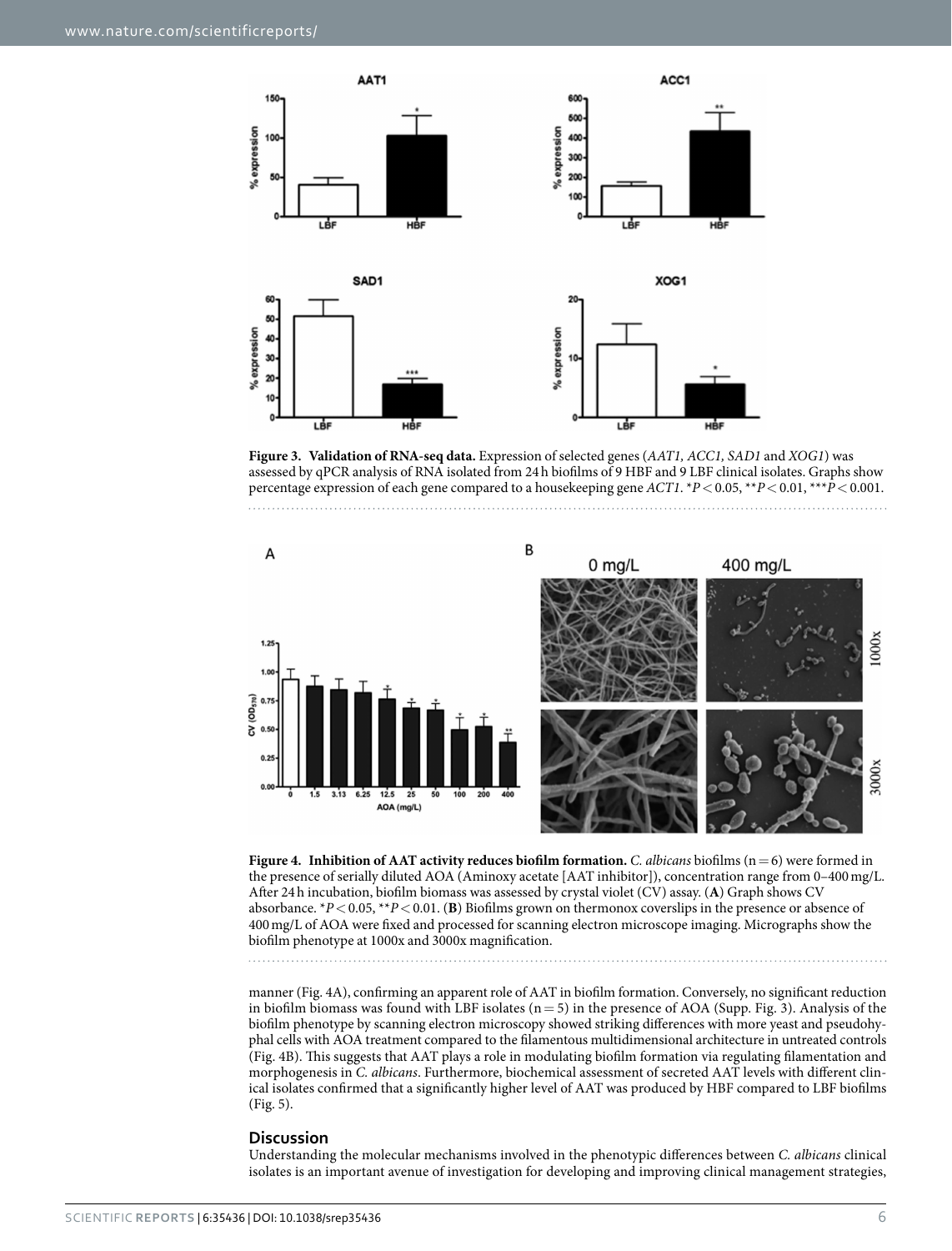**Figure 3. Validation of RNA-seq data.** Expression of selected genes (*AAT1, ACC1, SAD1* and *XOG1*) was assessed by qPCR analysis of RNA isolated from 24 h biofilms of 9 HBF and 9 LBF clinical isolates. Graphs show percentage expression of each gene compared to a housekeeping gene *ACT1*. \*$P < 0.05$, \*\*$P < 0.01$, \*\*\*$P < 0.001$.

**Figure 4. Inhibition of AAT activity reduces biofilm formation.** *C. albicans* biofilms (n = 6) were formed in the presence of serially diluted AOA (Aminoxy acetate [AAT inhibitor]), concentration range from 0–400 mg/L. After 24 h incubation, biofilm biomass was assessed by crystal violet (CV) assay. (**A**) Graph shows CV absorbance. \*$P < 0.05$, \*\*$P < 0.01$. (**B**) Biofilms grown on thermonox coverslips in the presence or absence of 400 mg/L of AOA were fixed and processed for scanning electron microscope imaging. Micrographs show the biofilm phenotype at 1000x and 3000x magnification.

manner (Fig. 4A), confirming an apparent role of AAT in biofilm formation. Conversely, no significant reduction in biofilm biomass was found with LBF isolates (n = 5) in the presence of AOA (Supp. Fig. 3). Analysis of the biofilm phenotype by scanning electron microscopy showed striking differences with more yeast and pseudohyphal cells with AOA treatment compared to the filamentous multidimensional architecture in untreated controls (Fig. 4B). This suggests that AAT plays a role in modulating biofilm formation via regulating filamentation and morphogenesis in *C. albicans*. Furthermore, biochemical assessment of secreted AAT levels with different clinical isolates confirmed that a significantly higher level of AAT was produced by HBF compared to LBF biofilms (Fig. 5).

## Discussion

Understanding the molecular mechanisms involved in the phenotypic differences between *C. albicans* clinical isolates is an important avenue of investigation for developing and improving clinical management strategies,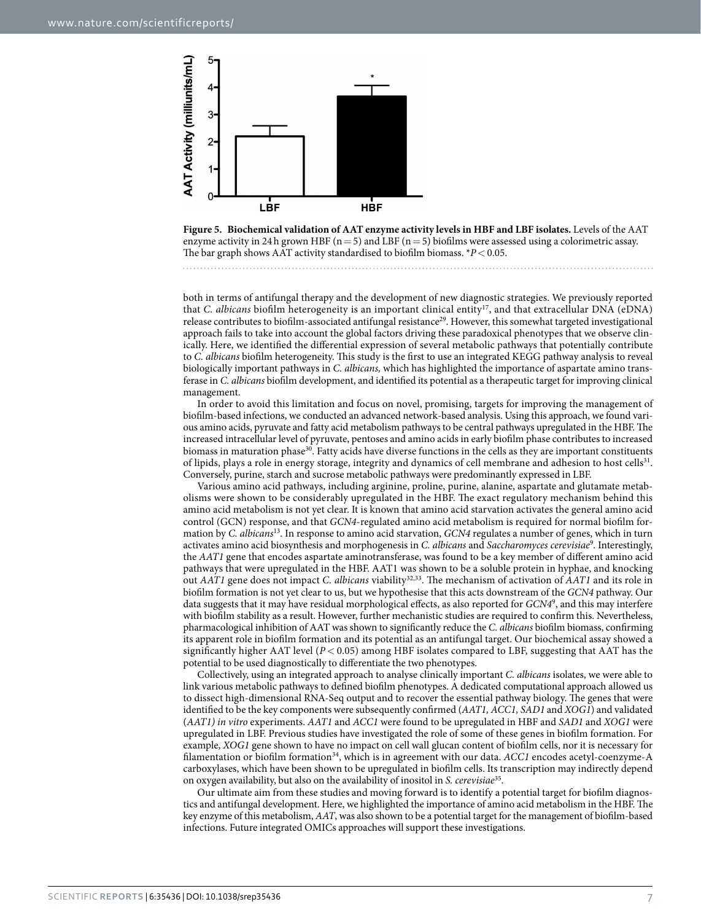**Figure 5. Biochemical validation of AAT enzyme activity levels in HBF and LBF isolates.** Levels of the AAT enzyme activity in 24 h grown HBF (n = 5) and LBF (n = 5) biofilms were assessed using a colorimetric assay. The bar graph shows AAT activity standardised to biofilm biomass. *$P < 0.05$.

both in terms of antifungal therapy and the development of new diagnostic strategies. We previously reported that *C. albicans* biofilm heterogeneity is an important clinical entity[17], and that extracellular DNA (eDNA) release contributes to biofilm-associated antifungal resistance[29]. However, this somewhat targeted investigational approach fails to take into account the global factors driving these paradoxical phenotypes that we observe clinically. Here, we identified the differential expression of several metabolic pathways that potentially contribute to *C. albicans* biofilm heterogeneity. This study is the first to use an integrated KEGG pathway analysis to reveal biologically important pathways in *C. albicans,* which has highlighted the importance of aspartate amino transferase in *C. albicans* biofilm development, and identified its potential as a therapeutic target for improving clinical management.

In order to avoid this limitation and focus on novel, promising, targets for improving the management of biofilm-based infections, we conducted an advanced network-based analysis. Using this approach, we found various amino acids, pyruvate and fatty acid metabolism pathways to be central pathways upregulated in the HBF. The increased intracellular level of pyruvate, pentoses and amino acids in early biofilm phase contributes to increased biomass in maturation phase[30]. Fatty acids have diverse functions in the cells as they are important constituents of lipids, plays a role in energy storage, integrity and dynamics of cell membrane and adhesion to host cells[31]. Conversely, purine, starch and sucrose metabolic pathways were predominantly expressed in LBF.

Various amino acid pathways, including arginine, proline, purine, alanine, aspartate and glutamate metabolisms were shown to be considerably upregulated in the HBF. The exact regulatory mechanism behind this amino acid metabolism is not yet clear. It is known that amino acid starvation activates the general amino acid control (GCN) response, and that *GCN4*-regulated amino acid metabolism is required for normal biofilm formation by *C. albicans*[13]. In response to amino acid starvation, *GCN4* regulates a number of genes, which in turn activates amino acid biosynthesis and morphogenesis in *C. albicans* and *Saccharomyces cerevisiae*[9]. Interestingly, the *AAT1* gene that encodes aspartate aminotransferase, was found to be a key member of different amino acid pathways that were upregulated in the HBF. AAT1 was shown to be a soluble protein in hyphae, and knocking out *AAT1* gene does not impact *C. albicans* viability[32,33]. The mechanism of activation of *AAT1* and its role in biofilm formation is not yet clear to us, but we hypothesise that this acts downstream of the *GCN4* pathway. Our data suggests that it may have residual morphological effects, as also reported for *GCN4*[9], and this may interfere with biofilm stability as a result. However, further mechanistic studies are required to confirm this. Nevertheless, pharmacological inhibition of AAT was shown to significantly reduce the *C. albicans* biofilm biomass, confirming its apparent role in biofilm formation and its potential as an antifungal target. Our biochemical assay showed a significantly higher AAT level ($P < 0.05$) among HBF isolates compared to LBF, suggesting that AAT has the potential to be used diagnostically to differentiate the two phenotypes.

Collectively, using an integrated approach to analyse clinically important *C. albicans* isolates, we were able to link various metabolic pathways to defined biofilm phenotypes. A dedicated computational approach allowed us to dissect high-dimensional RNA-Seq output and to recover the essential pathway biology. The genes that were identified to be the key components were subsequently confirmed (*AAT1, ACC1, SAD1* and *XOG1*) and validated (*AAT1*) *in vitro* experiments. *AAT1* and *ACC1* were found to be upregulated in HBF and *SAD1* and *XOG1* were upregulated in LBF. Previous studies have investigated the role of some of these genes in biofilm formation. For example, *XOG1* gene shown to have no impact on cell wall glucan content of biofilm cells, nor it is necessary for filamentation or biofilm formation[34], which is in agreement with our data. *ACC1* encodes acetyl-coenzyme-A carboxylases, which have been shown to be upregulated in biofilm cells. Its transcription may indirectly depend on oxygen availability, but also on the availability of inositol in *S. cerevisiae*[35].

Our ultimate aim from these studies and moving forward is to identify a potential target for biofilm diagnostics and antifungal development. Here, we highlighted the importance of amino acid metabolism in the HBF. The key enzyme of this metabolism, *AAT*, was also shown to be a potential target for the management of biofilm-based infections. Future integrated OMICs approaches will support these investigations.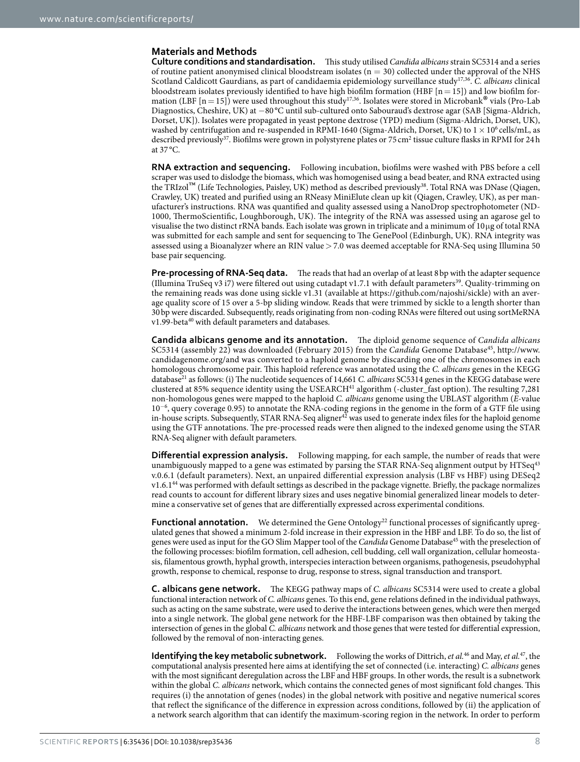## Materials and Methods

**Culture conditions and standardisation.** This study utilised *Candida albicans* strain SC5314 and a series of routine patient anonymised clinical bloodstream isolates (n = 30) collected under the approval of the NHS Scotland Caldicott Gaurdians, as part of candidaemia epidemiology surveillance study[17,36]. *C. albicans* clinical bloodstream isolates previously identified to have high biofilm formation (HBF [n = 15]) and low biofilm formation (LBF [n = 15]) were used throughout this study[17,36]. Isolates were stored in Microbank® vials (Pro-Lab Diagnostics, Cheshire, UK) at −80 °C until sub-cultured onto Sabouraud's dextrose agar (SAB [Sigma-Aldrich, Dorset, UK]). Isolates were propagated in yeast peptone dextrose (YPD) medium (Sigma-Aldrich, Dorset, UK), washed by centrifugation and re-suspended in RPMI-1640 (Sigma-Aldrich, Dorset, UK) to $1 \times 10^6$ cells/mL, as described previously[37]. Biofilms were grown in polystyrene plates or 75 cm² tissue culture flasks in RPMI for 24 h at 37 °C.

**RNA extraction and sequencing.** Following incubation, biofilms were washed with PBS before a cell scraper was used to dislodge the biomass, which was homogenised using a bead beater, and RNA extracted using the TRIzol™ (Life Technologies, Paisley, UK) method as described previously[38]. Total RNA was DNase (Qiagen, Crawley, UK) treated and purified using an RNeasy MiniElute clean up kit (Qiagen, Crawley, UK), as per manufacturer's instructions. RNA was quantified and quality assessed using a NanoDrop spectrophotometer (ND-1000, ThermoScientific, Loughborough, UK). The integrity of the RNA was assessed using an agarose gel to visualise the two distinct rRNA bands. Each isolate was grown in triplicate and a minimum of 10 μg of total RNA was submitted for each sample and sent for sequencing to The GenePool (Edinburgh, UK). RNA integrity was assessed using a Bioanalyzer where an RIN value > 7.0 was deemed acceptable for RNA-Seq using Illumina 50 base pair sequencing.

**Pre-processing of RNA-Seq data.** The reads that had an overlap of at least 8 bp with the adapter sequence (Illumina TruSeq v3 i7) were filtered out using cutadapt v1.7.1 with default parameters[39]. Quality-trimming on the remaining reads was done using sickle v1.31 (available at https://github.com/najoshi/sickle) with an average quality score of 15 over a 5-bp sliding window. Reads that were trimmed by sickle to a length shorter than 30 bp were discarded. Subsequently, reads originating from non-coding RNAs were filtered out using sortMeRNA v1.99-beta[40] with default parameters and databases.

**Candida albicans genome and its annotation.** The diploid genome sequence of *Candida albicans* SC5314 (assembly 22) was downloaded (February 2015) from the *Candida* Genome Database[45], http://www.candidagenome.org/and was converted to a haploid genome by discarding one of the chromosomes in each homologous chromosome pair. This haploid reference was annotated using the *C. albicans* genes in the KEGG database[21] as follows: (i) The nucleotide sequences of 14,661 *C. albicans* SC5314 genes in the KEGG database were clustered at 85% sequence identity using the USEARCH[41] algorithm (-cluster_fast option). The resulting 7,281 non-homologous genes were mapped to the haploid *C. albicans* genome using the UBLAST algorithm (*E*-value $10^{-6}$, query coverage 0.95) to annotate the RNA-coding regions in the genome in the form of a GTF file using in-house scripts. Subsequently, STAR RNA-Seq aligner[42] was used to generate index files for the haploid genome using the GTF annotations. The pre-processed reads were then aligned to the indexed genome using the STAR RNA-Seq aligner with default parameters.

**Differential expression analysis.** Following mapping, for each sample, the number of reads that were unambiguously mapped to a gene was estimated by parsing the STAR RNA-Seq alignment output by HTSeq[43] v.0.6.1 (default parameters). Next, an unpaired differential expression analysis (LBF vs HBF) using DESeq2 v1.6.1[44] was performed with default settings as described in the package vignette. Briefly, the package normalizes read counts to account for different library sizes and uses negative binomial generalized linear models to determine a conservative set of genes that are differentially expressed across experimental conditions.

**Functional annotation.** We determined the Gene Ontology[22] functional processes of significantly upregulated genes that showed a minimum 2-fold increase in their expression in the HBF and LBF. To do so, the list of genes were used as input for the GO Slim Mapper tool of the *Candida* Genome Database[45] with the preselection of the following processes: biofilm formation, cell adhesion, cell budding, cell wall organization, cellular homeostasis, filamentous growth, hyphal growth, interspecies interaction between organisms, pathogenesis, pseudohyphal growth, response to chemical, response to drug, response to stress, signal transduction and transport.

**C. albicans gene network.** The KEGG pathway maps of *C. albicans* SC5314 were used to create a global functional interaction network of *C. albicans* genes. To this end, gene relations defined in the individual pathways, such as acting on the same substrate, were used to derive the interactions between genes, which were then merged into a single network. The global gene network for the HBF-LBF comparison was then obtained by taking the intersection of genes in the global *C. albicans* network and those genes that were tested for differential expression, followed by the removal of non-interacting genes.

**Identifying the key metabolic subnetwork.** Following the works of Dittrich, *et al.*[46] and May, *et al.*[47], the computational analysis presented here aims at identifying the set of connected (i.e. interacting) *C. albicans* genes with the most significant deregulation across the LBF and HBF groups. In other words, the result is a subnetwork within the global *C. albicans* network, which contains the connected genes of most significant fold changes. This requires (i) the annotation of genes (nodes) in the global network with positive and negative numerical scores that reflect the significance of the difference in expression across conditions, followed by (ii) the application of a network search algorithm that can identify the maximum-scoring region in the network. In order to perform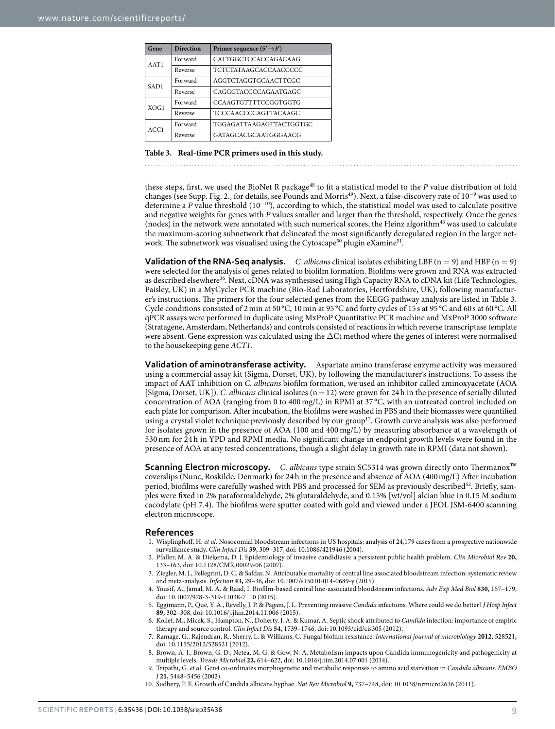| Gene | Direction | Primer sequence (5′→3′) |
|---|---|---|
| AAT1 | Forward | CATTGGCTCCACCAGACAAG |
| | Reverse | TCTCTATAAGCACCAACCCCC |
| SAD1 | Forward | AGGTCTAGGTGCAACTTCGC |
| | Reverse | CAGGGTACCCCAGAATGAGC |
| XOG1 | Forward | CCAAGTGTTTTCCGGTGGTG |
| | Reverse | TCCCAACCCCAGTTACAAGC |
| ACC1 | Forward | TGGAGATTAAGAGTTACTGGTGC |
| | Reverse | GATAGCACGCAATGGGAACG |

**Table 3. Real-time PCR primers used in this study.**

these steps, first, we used the BioNet R package[48] to fit a statistical model to the *P* value distribution of fold changes (see Supp. Fig. 2., for details, see Pounds and Morris[49]). Next, a false-discovery rate of $10^{-9}$ was used to determine a *P* value threshold ($10^{-10}$), according to which, the statistical model was used to calculate positive and negative weights for genes with *P* values smaller and larger than the threshold, respectively. Once the genes (nodes) in the network were annotated with such numerical scores, the Heinz algorithm[46] was used to calculate the maximum-scoring subnetwork that delineated the most significantly deregulated region in the larger network. The subnetwork was visualised using the Cytoscape[50] plugin eXamine[51].

**Validation of the RNA-Seq analysis.** *C. albicans* clinical isolates exhibiting LBF ($n = 9$) and HBF ($n = 9$) were selected for the analysis of genes related to biofilm formation. Biofilms were grown and RNA was extracted as described elsewhere[36]. Next, cDNA was synthesised using High Capacity RNA to cDNA kit (Life Technologies, Paisley, UK) in a MyCycler PCR machine (Bio-Rad Laboratories, Hertfordshire, UK), following manufacturer's instructions. The primers for the four selected genes from the KEGG pathway analysis are listed in Table 3. Cycle conditions consisted of 2 min at 50 °C, 10 min at 95 °C and forty cycles of 15 s at 95 °C and 60 s at 60 °C. All qPCR assays were performed in duplicate using MxProP Quantitative PCR machine and MxProP 3000 software (Stratagene, Amsterdam, Netherlands) and controls consisted of reactions in which reverse transcriptase template were absent. Gene expression was calculated using the $\Delta$Ct method where the genes of interest were normalised to the housekeeping gene *ACT1*.

**Validation of aminotransferase activity.** Aspartate amino transferase enzyme activity was measured using a commercial assay kit (Sigma, Dorset, UK), by following the manufacturer's instructions. To assess the impact of AAT inhibition on *C. albicans* biofilm formation, we used an inhibitor called aminoxyacetate (AOA [Sigma, Dorset, UK]). *C. albicans* clinical isolates ($n = 12$) were grown for 24 h in the presence of serially diluted concentration of AOA (ranging from 0 to 400 mg/L) in RPMI at 37 °C, with an untreated control included on each plate for comparison. After incubation, the biofilms were washed in PBS and their biomasses were quantified using a crystal violet technique previously described by our group[17]. Growth curve analysis was also performed for isolates grown in the presence of AOA (100 and 400 mg/L) by measuring absorbance at a wavelength of 530 nm for 24 h in YPD and RPMI media. No significant change in endpoint growth levels were found in the presence of AOA at any tested concentrations, though a slight delay in growth rate in RPMI (data not shown).

**Scanning Electron microscopy.** *C. albicans* type strain SC5314 was grown directly onto Thermanox™ coverslips (Nunc, Roskilde, Denmark) for 24 h in the presence and absence of AOA (400 mg/L) After incubation period, biofilms were carefully washed with PBS and processed for SEM as previously described[52]. Briefly, samples were fixed in 2% paraformaldehyde, 2% glutaraldehyde, and 0.15% [wt/vol] alcian blue in 0.15 M sodium cacodylate (pH 7.4). The biofilms were sputter coated with gold and viewed under a JEOL JSM-6400 scanning electron microscope.

## References

1. Wisplinghoff, H. *et al.* Nosocomial bloodstream infections in US hospitals: analysis of 24,179 cases from a prospective nationwide surveillance study. *Clin Infect Dis* **39,** 309–317, doi: 10.1086/421946 (2004).
2. Pfaller, M. A. & Diekema, D. J. Epidemiology of invasive candidiasis: a persistent public health problem. *Clin Microbiol Rev* **20,** 133–163, doi: 10.1128/CMR.00029-06 (2007).
3. Ziegler, M. J., Pellegrini, D. C. & Safdar, N. Attributable mortality of central line associated bloodstream infection: systematic review and meta-analysis. *Infection* **43,** 29–36, doi: 10.1007/s15010-014-0689-y (2015).
4. Yousif, A., Jamal, M. A. & Raad, I. Biofilm-based central line-associated bloodstream infections. *Adv Exp Med Biol* **830,** 157–179, doi: 10.1007/978-3-319-11038-7_10 (2015).
5. Eggimann, P., Que, Y. A., Revelly, J. P. & Pagani, J. L. Preventing invasive *Candida* infections. Where could we do better? *J Hosp Infect* **89,** 302–308, doi: 10.1016/j.jhin.2014.11.006 (2015).
6. Kollef, M., Micek, S., Hampton, N., Doherty, J. A. & Kumar, A. Septic shock attributed to *Candida* infection: importance of empiric therapy and source control. *Clin Infect Dis* **54,** 1739–1746, doi: 10.1093/cid/cis305 (2012).
7. Ramage, G., Rajendran, R., Sherry, L. & Williams, C. Fungal biofilm resistance. *International journal of microbiology* **2012,** 528521, doi: 10.1155/2012/528521 (2012).
8. Brown, A. J., Brown, G. D., Netea, M. G. & Gow, N. A. Metabolism impacts upon Candida immunogenicity and pathogenicity at multiple levels. *Trends Microbiol* **22,** 614–622, doi: 10.1016/j.tim.2014.07.001 (2014).
9. Tripathi, G. *et al.* Gcn4 co-ordinates morphogenetic and metabolic responses to amino acid starvation in *Candida albicans*. *EMBO J* **21,** 5448–5456 (2002).
10. Sudbery, P. E. Growth of Candida albicans hyphae. *Nat Rev Microbiol* **9,** 737–748, doi: 10.1038/nrmicro2636 (2011).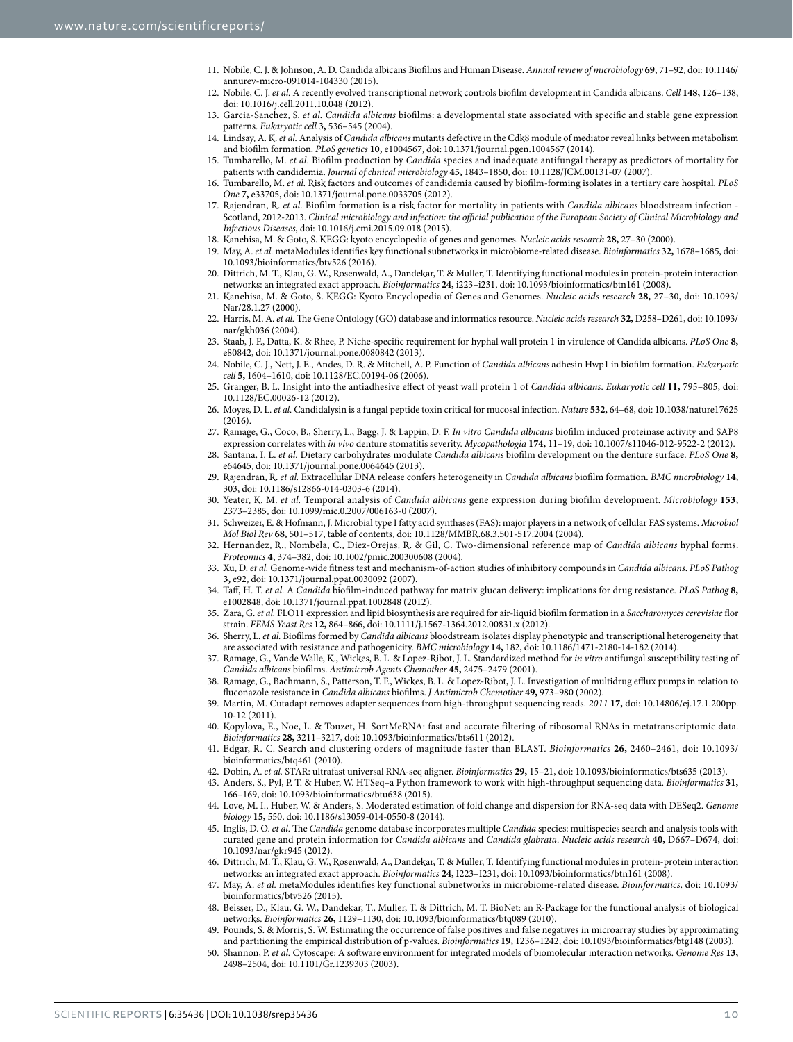11. Nobile, C. J. & Johnson, A. D. Candida albicans Biofilms and Human Disease. *Annual review of microbiology* **69,** 71–92, doi: 10.1146/annurev-micro-091014-104330 (2015).
12. Nobile, C. J. *et al.* A recently evolved transcriptional network controls biofilm development in Candida albicans. *Cell* **148,** 126–138, doi: 10.1016/j.cell.2011.10.048 (2012).
13. Garcia-Sanchez, S. *et al. Candida albicans* biofilms: a developmental state associated with specific and stable gene expression patterns. *Eukaryotic cell* **3,** 536–545 (2004).
14. Lindsay, A. K. *et al.* Analysis of *Candida albicans* mutants defective in the Cdk8 module of mediator reveal links between metabolism and biofilm formation. *PLoS genetics* **10,** e1004567, doi: 10.1371/journal.pgen.1004567 (2014).
15. Tumbarello, M. *et al.* Biofilm production by *Candida* species and inadequate antifungal therapy as predictors of mortality for patients with candidemia. *Journal of clinical microbiology* **45,** 1843–1850, doi: 10.1128/JCM.00131-07 (2007).
16. Tumbarello, M. *et al.* Risk factors and outcomes of candidemia caused by biofilm-forming isolates in a tertiary care hospital. *PLoS One* **7,** e33705, doi: 10.1371/journal.pone.0033705 (2012).
17. Rajendran, R. *et al.* Biofilm formation is a risk factor for mortality in patients with *Candida albicans* bloodstream infection - Scotland, 2012-2013. *Clinical microbiology and infection: the official publication of the European Society of Clinical Microbiology and Infectious Diseases*, doi: 10.1016/j.cmi.2015.09.018 (2015).
18. Kanehisa, M. & Goto, S. KEGG: kyoto encyclopedia of genes and genomes. *Nucleic acids research* **28,** 27–30 (2000).
19. May, A. *et al.* metaModules identifies key functional subnetworks in microbiome-related disease. *Bioinformatics* **32,** 1678–1685, doi: 10.1093/bioinformatics/btv526 (2016).
20. Dittrich, M. T., Klau, G. W., Rosenwald, A., Dandekar, T. & Muller, T. Identifying functional modules in protein-protein interaction networks: an integrated exact approach. *Bioinformatics* **24,** i223–i231, doi: 10.1093/bioinformatics/btn161 (2008).
21. Kanehisa, M. & Goto, S. KEGG: Kyoto Encyclopedia of Genes and Genomes. *Nucleic acids research* **28,** 27–30, doi: 10.1093/Nar/28.1.27 (2000).
22. Harris, M. A. *et al.* The Gene Ontology (GO) database and informatics resource. *Nucleic acids research* **32,** D258–D261, doi: 10.1093/nar/gkh036 (2004).
23. Staab, J. F., Datta, K. & Rhee, P. Niche-specific requirement for hyphal wall protein 1 in virulence of Candida albicans. *PLoS One* **8,** e80842, doi: 10.1371/journal.pone.0080842 (2013).
24. Nobile, C. J., Nett, J. E., Andes, D. R. & Mitchell, A. P. Function of *Candida albicans* adhesin Hwp1 in biofilm formation. *Eukaryotic cell* **5,** 1604–1610, doi: 10.1128/EC.00194-06 (2006).
25. Granger, B. L. Insight into the antiadhesive effect of yeast wall protein 1 of *Candida albicans*. *Eukaryotic cell* **11,** 795–805, doi: 10.1128/EC.00026-12 (2012).
26. Moyes, D. L. *et al.* Candidalysin is a fungal peptide toxin critical for mucosal infection. *Nature* **532,** 64–68, doi: 10.1038/nature17625 (2016).
27. Ramage, G., Coco, B., Sherry, L., Bagg, J. & Lappin, D. F. *In vitro Candida albicans* biofilm induced proteinase activity and SAP8 expression correlates with *in vivo* denture stomatitis severity. *Mycopathologia* **174,** 11–19, doi: 10.1007/s11046-012-9522-2 (2012).
28. Santana, I. L. *et al.* Dietary carbohydrates modulate *Candida albicans* biofilm development on the denture surface. *PLoS One* **8,** e64645, doi: 10.1371/journal.pone.0064645 (2013).
29. Rajendran, R. *et al.* Extracellular DNA release confers heterogeneity in *Candida albicans* biofilm formation. *BMC microbiology* **14,** 303, doi: 10.1186/s12866-014-0303-6 (2014).
30. Yeater, K. M. *et al.* Temporal analysis of *Candida albicans* gene expression during biofilm development. *Microbiology* **153,** 2373–2385, doi: 10.1099/mic.0.2007/006163-0 (2007).
31. Schweizer, E. & Hofmann, J. Microbial type I fatty acid synthases (FAS): major players in a network of cellular FAS systems. *Microbiol Mol Biol Rev* **68,** 501–517, table of contents, doi: 10.1128/MMBR.68.3.501-517.2004 (2004).
32. Hernandez, R., Nombela, C., Diez-Orejas, R. & Gil, C. Two-dimensional reference map of *Candida albicans* hyphal forms. *Proteomics* **4,** 374–382, doi: 10.1002/pmic.200300608 (2004).
33. Xu, D. *et al.* Genome-wide fitness test and mechanism-of-action studies of inhibitory compounds in *Candida albicans*. *PLoS Pathog* **3,** e92, doi: 10.1371/journal.ppat.0030092 (2007).
34. Taff, H. T. *et al.* A *Candida* biofilm-induced pathway for matrix glucan delivery: implications for drug resistance. *PLoS Pathog* **8,** e1002848, doi: 10.1371/journal.ppat.1002848 (2012).
35. Zara, G. *et al.* FLO11 expression and lipid biosynthesis are required for air-liquid biofilm formation in a *Saccharomyces cerevisiae* flor strain. *FEMS Yeast Res* **12,** 864–866, doi: 10.1111/j.1567-1364.2012.00831.x (2012).
36. Sherry, L. *et al.* Biofilms formed by *Candida albicans* bloodstream isolates display phenotypic and transcriptional heterogeneity that are associated with resistance and pathogenicity. *BMC microbiology* **14,** 182, doi: 10.1186/1471-2180-14-182 (2014).
37. Ramage, G., Vande Walle, K., Wickes, B. L. & Lopez-Ribot, J. L. Standardized method for *in vitro* antifungal susceptibility testing of *Candida albicans* biofilms. *Antimicrob Agents Chemother* **45,** 2475–2479 (2001).
38. Ramage, G., Bachmann, S., Patterson, T. F., Wickes, B. L. & Lopez-Ribot, J. L. Investigation of multidrug efflux pumps in relation to fluconazole resistance in *Candida albicans* biofilms. *J Antimicrob Chemother* **49,** 973–980 (2002).
39. Martin, M. Cutadapt removes adapter sequences from high-throughput sequencing reads. *2011* **17,** doi: 10.14806/ej.17.1.200pp. 10-12 (2011).
40. Kopylova, E., Noe, L. & Touzet, H. SortMeRNA: fast and accurate filtering of ribosomal RNAs in metatranscriptomic data. *Bioinformatics* **28,** 3211–3217, doi: 10.1093/bioinformatics/bts611 (2012).
41. Edgar, R. C. Search and clustering orders of magnitude faster than BLAST. *Bioinformatics* **26,** 2460–2461, doi: 10.1093/bioinformatics/btq461 (2010).
42. Dobin, A. *et al.* STAR: ultrafast universal RNA-seq aligner. *Bioinformatics* **29,** 15–21, doi: 10.1093/bioinformatics/bts635 (2013).
43. Anders, S., Pyl, P. T. & Huber, W. HTSeq–a Python framework to work with high-throughput sequencing data. *Bioinformatics* **31,** 166–169, doi: 10.1093/bioinformatics/btu638 (2015).
44. Love, M. I., Huber, W. & Anders, S. Moderated estimation of fold change and dispersion for RNA-seq data with DESeq2. *Genome biology* **15,** 550, doi: 10.1186/s13059-014-0550-8 (2014).
45. Inglis, D. O. *et al.* The *Candida* genome database incorporates multiple *Candida* species: multispecies search and analysis tools with curated gene and protein information for *Candida albicans* and *Candida glabrata*. *Nucleic acids research* **40,** D667–D674, doi: 10.1093/nar/gkr945 (2012).
46. Dittrich, M. T., Klau, G. W., Rosenwald, A., Dandekar, T. & Muller, T. Identifying functional modules in protein-protein interaction networks: an integrated exact approach. *Bioinformatics* **24,** I223–I231, doi: 10.1093/bioinformatics/btn161 (2008).
47. May, A. *et al.* metaModules identifies key functional subnetworks in microbiome-related disease. *Bioinformatics*, doi: 10.1093/bioinformatics/btv526 (2015).
48. Beisser, D., Klau, G. W., Dandekar, T., Muller, T. & Dittrich, M. T. BioNet: an R-Package for the functional analysis of biological networks. *Bioinformatics* **26,** 1129–1130, doi: 10.1093/bioinformatics/btq089 (2010).
49. Pounds, S. & Morris, S. W. Estimating the occurrence of false positives and false negatives in microarray studies by approximating and partitioning the empirical distribution of p-values. *Bioinformatics* **19,** 1236–1242, doi: 10.1093/bioinformatics/btg148 (2003).
50. Shannon, P. *et al.* Cytoscape: A software environment for integrated models of biomolecular interaction networks. *Genome Res* **13,** 2498–2504, doi: 10.1101/Gr.1239303 (2003).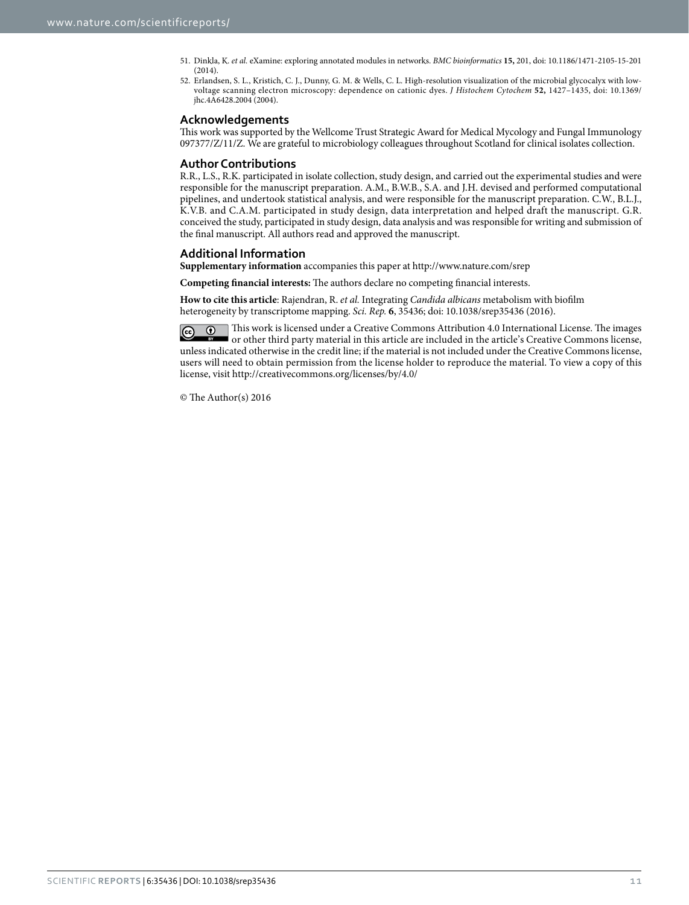51. Dinkla, K. *et al.* eXamine: exploring annotated modules in networks. *BMC bioinformatics* **15,** 201, doi: 10.1186/1471-2105-15-201 (2014).
52. Erlandsen, S. L., Kristich, C. J., Dunny, G. M. & Wells, C. L. High-resolution visualization of the microbial glycocalyx with low-voltage scanning electron microscopy: dependence on cationic dyes. *J Histochem Cytochem* **52,** 1427–1435, doi: 10.1369/jhc.4A6428.2004 (2004).

## Acknowledgements

This work was supported by the Wellcome Trust Strategic Award for Medical Mycology and Fungal Immunology 097377/Z/11/Z. We are grateful to microbiology colleagues throughout Scotland for clinical isolates collection.

## Author Contributions

R.R., L.S., R.K. participated in isolate collection, study design, and carried out the experimental studies and were responsible for the manuscript preparation. A.M., B.W.B., S.A. and J.H. devised and performed computational pipelines, and undertook statistical analysis, and were responsible for the manuscript preparation. C.W., B.L.J., K.V.B. and C.A.M. participated in study design, data interpretation and helped draft the manuscript. G.R. conceived the study, participated in study design, data analysis and was responsible for writing and submission of the final manuscript. All authors read and approved the manuscript.

## Additional Information

**Supplementary information** accompanies this paper at http://www.nature.com/srep

**Competing financial interests:** The authors declare no competing financial interests.

**How to cite this article**: Rajendran, R. *et al.* Integrating *Candida albicans* metabolism with biofilm heterogeneity by transcriptome mapping. *Sci. Rep.* **6**, 35436; doi: 10.1038/srep35436 (2016).

This work is licensed under a Creative Commons Attribution 4.0 International License. The images or other third party material in this article are included in the article's Creative Commons license, unless indicated otherwise in the credit line; if the material is not included under the Creative Commons license, users will need to obtain permission from the license holder to reproduce the material. To view a copy of this license, visit http://creativecommons.org/licenses/by/4.0/

© The Author(s) 2016